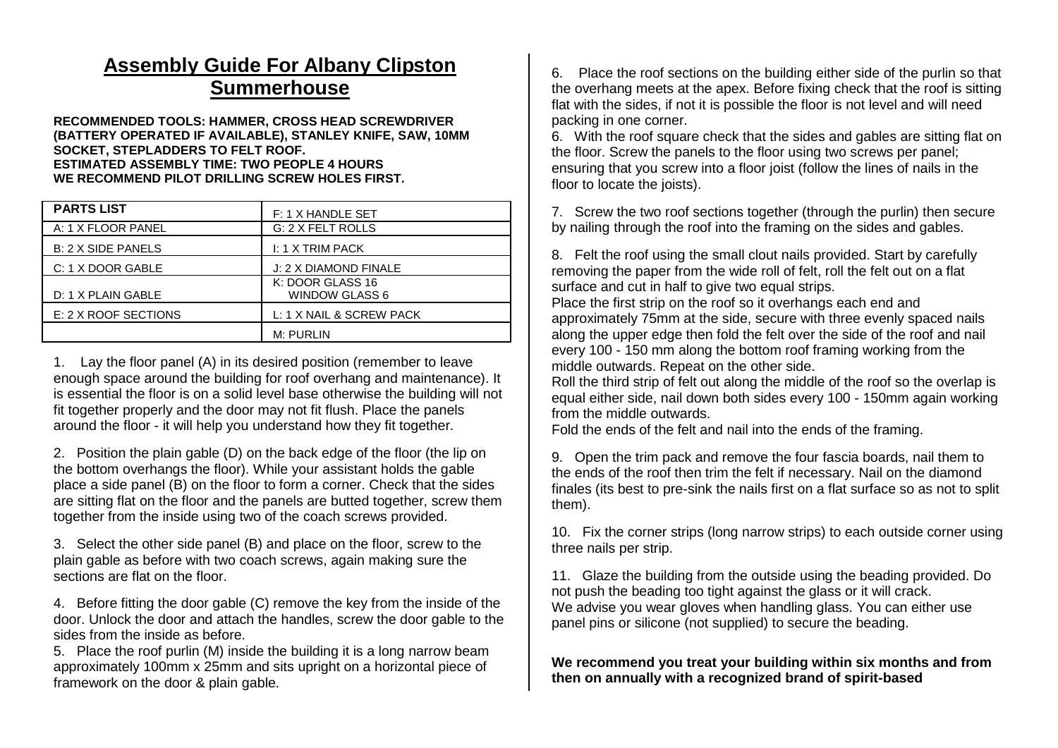# Assembly Guide For Albany Clipston Summerhouse

**RECOMMENDED TOOLS: HAMMER, CROSS HEAD SCREWDRIVER (BATTERY OPERATED IF AVAILABLE), STANLEY KNIFE, SAW, 10MM SOCKET, STEPLADDERS TO FELT ROOF.**
**ESTIMATED ASSEMBLY TIME: TWO PEOPLE 4 HOURS**
**WE RECOMMEND PILOT DRILLING SCREW HOLES FIRST.**

| PARTS LIST | F: 1 X HANDLE SET |
|---|---|
| A: 1 X FLOOR PANEL | G: 2 X FELT ROLLS |
| B: 2 X SIDE PANELS | I: 1 X TRIM PACK |
| C: 1 X DOOR GABLE | J: 2 X DIAMOND FINALE |
| D: 1 X PLAIN GABLE | K: DOOR GLASS 16 WINDOW GLASS 6 |
| E: 2 X ROOF SECTIONS | L: 1 X NAIL & SCREW PACK |
| | M: PURLIN |

1. Lay the floor panel (A) in its desired position (remember to leave enough space around the building for roof overhang and maintenance). It is essential the floor is on a solid level base otherwise the building will not fit together properly and the door may not fit flush. Place the panels around the floor - it will help you understand how they fit together.

2. Position the plain gable (D) on the back edge of the floor (the lip on the bottom overhangs the floor). While your assistant holds the gable place a side panel (B) on the floor to form a corner. Check that the sides are sitting flat on the floor and the panels are butted together, screw them together from the inside using two of the coach screws provided.

3. Select the other side panel (B) and place on the floor, screw to the plain gable as before with two coach screws, again making sure the sections are flat on the floor.

4. Before fitting the door gable (C) remove the key from the inside of the door. Unlock the door and attach the handles, screw the door gable to the sides from the inside as before.

5. Place the roof purlin (M) inside the building it is a long narrow beam approximately 100mm x 25mm and sits upright on a horizontal piece of framework on the door & plain gable.

6. Place the roof sections on the building either side of the purlin so that the overhang meets at the apex. Before fixing check that the roof is sitting flat with the sides, if not it is possible the floor is not level and will need packing in one corner.

6. With the roof square check that the sides and gables are sitting flat on the floor. Screw the panels to the floor using two screws per panel; ensuring that you screw into a floor joist (follow the lines of nails in the floor to locate the joists).

7. Screw the two roof sections together (through the purlin) then secure by nailing through the roof into the framing on the sides and gables.

8. Felt the roof using the small clout nails provided. Start by carefully removing the paper from the wide roll of felt, roll the felt out on a flat surface and cut in half to give two equal strips.
Place the first strip on the roof so it overhangs each end and approximately 75mm at the side, secure with three evenly spaced nails along the upper edge then fold the felt over the side of the roof and nail every 100 - 150 mm along the bottom roof framing working from the middle outwards. Repeat on the other side.
Roll the third strip of felt out along the middle of the roof so the overlap is equal either side, nail down both sides every 100 - 150mm again working from the middle outwards.
Fold the ends of the felt and nail into the ends of the framing.

9. Open the trim pack and remove the four fascia boards, nail them to the ends of the roof then trim the felt if necessary. Nail on the diamond finales (its best to pre-sink the nails first on a flat surface so as not to split them).

10. Fix the corner strips (long narrow strips) to each outside corner using three nails per strip.

11. Glaze the building from the outside using the beading provided. Do not push the beading too tight against the glass or it will crack.
We advise you wear gloves when handling glass. You can either use panel pins or silicone (not supplied) to secure the beading.

**We recommend you treat your building within six months and from then on annually with a recognized brand of spirit-based**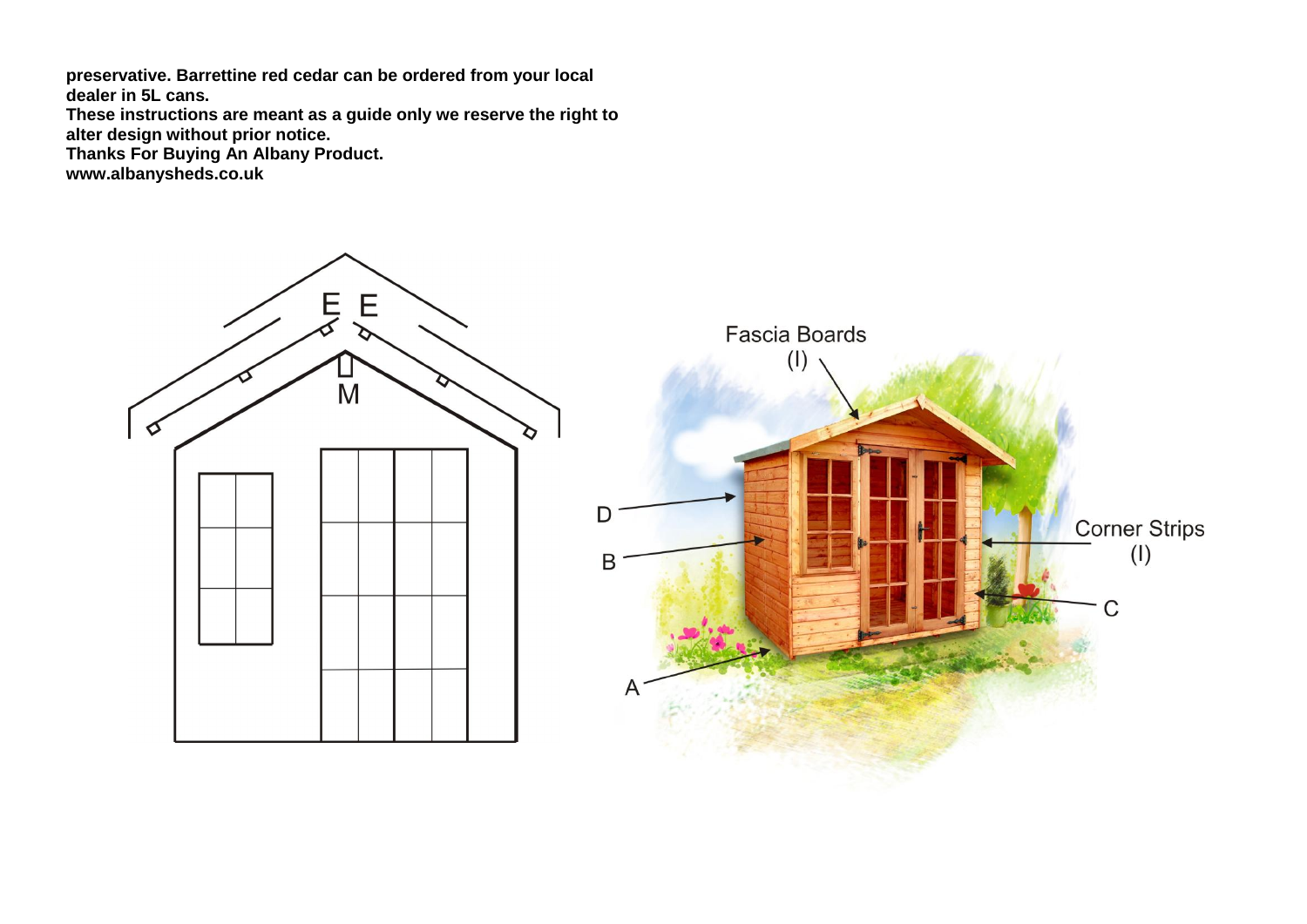**preservative. Barrettine red cedar can be ordered from your local dealer in 5L cans.**
**These instructions are meant as a guide only we reserve the right to alter design without prior notice.**
**Thanks For Buying An Albany Product.**
**www.albanysheds.co.uk**

E E

M

Fascia Boards
(I)

D

B

A

Corner Strips
(I)

C